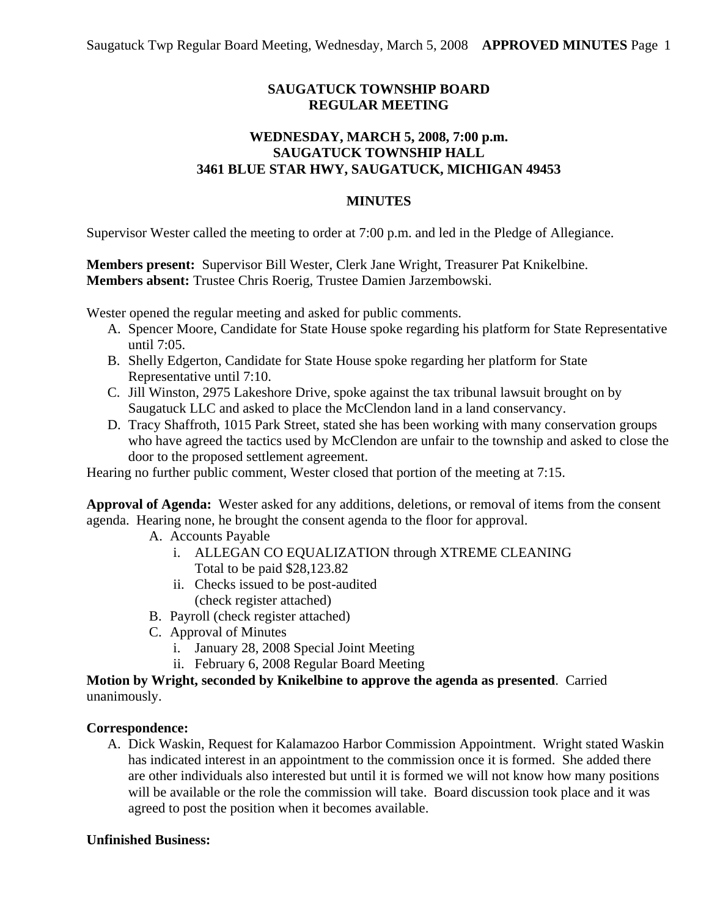# SAUGATUCK TOWNSHIP BOARD
# REGULAR MEETING

## WEDNESDAY, MARCH 5, 2008, 7:00 p.m.
## SAUGATUCK TOWNSHIP HALL
## 3461 BLUE STAR HWY, SAUGATUCK, MICHIGAN 49453

## MINUTES

Supervisor Wester called the meeting to order at 7:00 p.m. and led in the Pledge of Allegiance.

**Members present:** Supervisor Bill Wester, Clerk Jane Wright, Treasurer Pat Knikelbine.
**Members absent:** Trustee Chris Roerig, Trustee Damien Jarzembowski.

Wester opened the regular meeting and asked for public comments.

A. Spencer Moore, Candidate for State House spoke regarding his platform for State Representative until 7:05.
B. Shelly Edgerton, Candidate for State House spoke regarding her platform for State Representative until 7:10.
C. Jill Winston, 2975 Lakeshore Drive, spoke against the tax tribunal lawsuit brought on by Saugatuck LLC and asked to place the McClendon land in a land conservancy.
D. Tracy Shaffroth, 1015 Park Street, stated she has been working with many conservation groups who have agreed the tactics used by McClendon are unfair to the township and asked to close the door to the proposed settlement agreement.

Hearing no further public comment, Wester closed that portion of the meeting at 7:15.

**Approval of Agenda:** Wester asked for any additions, deletions, or removal of items from the consent agenda. Hearing none, he brought the consent agenda to the floor for approval.

A. Accounts Payable
   i. ALLEGAN CO EQUALIZATION through XTREME CLEANING
      Total to be paid $28,123.82
   ii. Checks issued to be post-audited
      (check register attached)
B. Payroll (check register attached)
C. Approval of Minutes
   i. January 28, 2008 Special Joint Meeting
   ii. February 6, 2008 Regular Board Meeting

**Motion by Wright, seconded by Knikelbine to approve the agenda as presented**. Carried unanimously.

**Correspondence:**

A. Dick Waskin, Request for Kalamazoo Harbor Commission Appointment. Wright stated Waskin has indicated interest in an appointment to the commission once it is formed. She added there are other individuals also interested but until it is formed we will not know how many positions will be available or the role the commission will take. Board discussion took place and it was agreed to post the position when it becomes available.

**Unfinished Business:**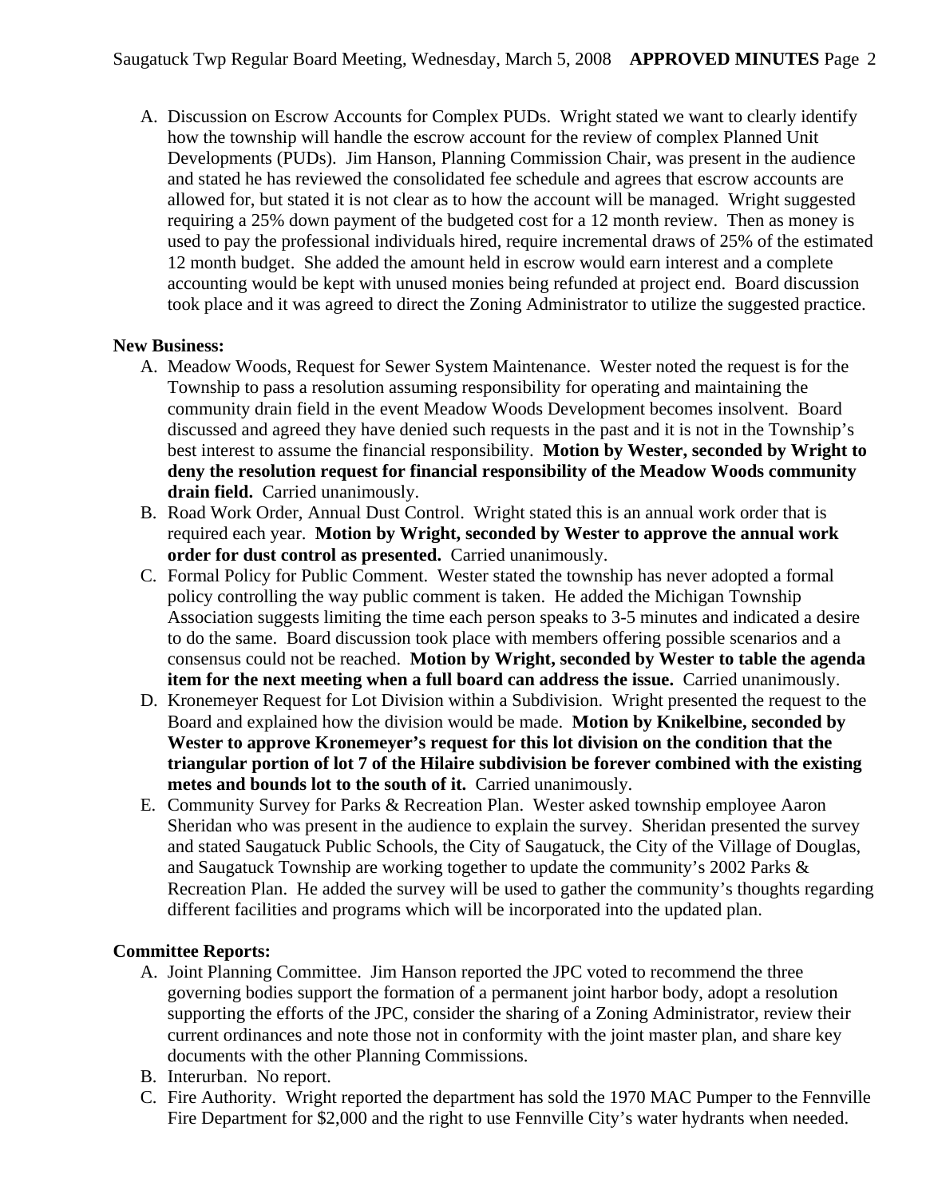A. Discussion on Escrow Accounts for Complex PUDs. Wright stated we want to clearly identify how the township will handle the escrow account for the review of complex Planned Unit Developments (PUDs). Jim Hanson, Planning Commission Chair, was present in the audience and stated he has reviewed the consolidated fee schedule and agrees that escrow accounts are allowed for, but stated it is not clear as to how the account will be managed. Wright suggested requiring a 25% down payment of the budgeted cost for a 12 month review. Then as money is used to pay the professional individuals hired, require incremental draws of 25% of the estimated 12 month budget. She added the amount held in escrow would earn interest and a complete accounting would be kept with unused monies being refunded at project end. Board discussion took place and it was agreed to direct the Zoning Administrator to utilize the suggested practice.

**New Business:**

A. Meadow Woods, Request for Sewer System Maintenance. Wester noted the request is for the Township to pass a resolution assuming responsibility for operating and maintaining the community drain field in the event Meadow Woods Development becomes insolvent. Board discussed and agreed they have denied such requests in the past and it is not in the Township's best interest to assume the financial responsibility. **Motion by Wester, seconded by Wright to deny the resolution request for financial responsibility of the Meadow Woods community drain field.** Carried unanimously.
B. Road Work Order, Annual Dust Control. Wright stated this is an annual work order that is required each year. **Motion by Wright, seconded by Wester to approve the annual work order for dust control as presented.** Carried unanimously.
C. Formal Policy for Public Comment. Wester stated the township has never adopted a formal policy controlling the way public comment is taken. He added the Michigan Township Association suggests limiting the time each person speaks to 3-5 minutes and indicated a desire to do the same. Board discussion took place with members offering possible scenarios and a consensus could not be reached. **Motion by Wright, seconded by Wester to table the agenda item for the next meeting when a full board can address the issue.** Carried unanimously.
D. Kronemeyer Request for Lot Division within a Subdivision. Wright presented the request to the Board and explained how the division would be made. **Motion by Knikelbine, seconded by Wester to approve Kronemeyer's request for this lot division on the condition that the triangular portion of lot 7 of the Hilaire subdivision be forever combined with the existing metes and bounds lot to the south of it.** Carried unanimously.
E. Community Survey for Parks & Recreation Plan. Wester asked township employee Aaron Sheridan who was present in the audience to explain the survey. Sheridan presented the survey and stated Saugatuck Public Schools, the City of Saugatuck, the City of the Village of Douglas, and Saugatuck Township are working together to update the community's 2002 Parks & Recreation Plan. He added the survey will be used to gather the community's thoughts regarding different facilities and programs which will be incorporated into the updated plan.

**Committee Reports:**

A. Joint Planning Committee. Jim Hanson reported the JPC voted to recommend the three governing bodies support the formation of a permanent joint harbor body, adopt a resolution supporting the efforts of the JPC, consider the sharing of a Zoning Administrator, review their current ordinances and note those not in conformity with the joint master plan, and share key documents with the other Planning Commissions.
B. Interurban. No report.
C. Fire Authority. Wright reported the department has sold the 1970 MAC Pumper to the Fennville Fire Department for $2,000 and the right to use Fennville City's water hydrants when needed.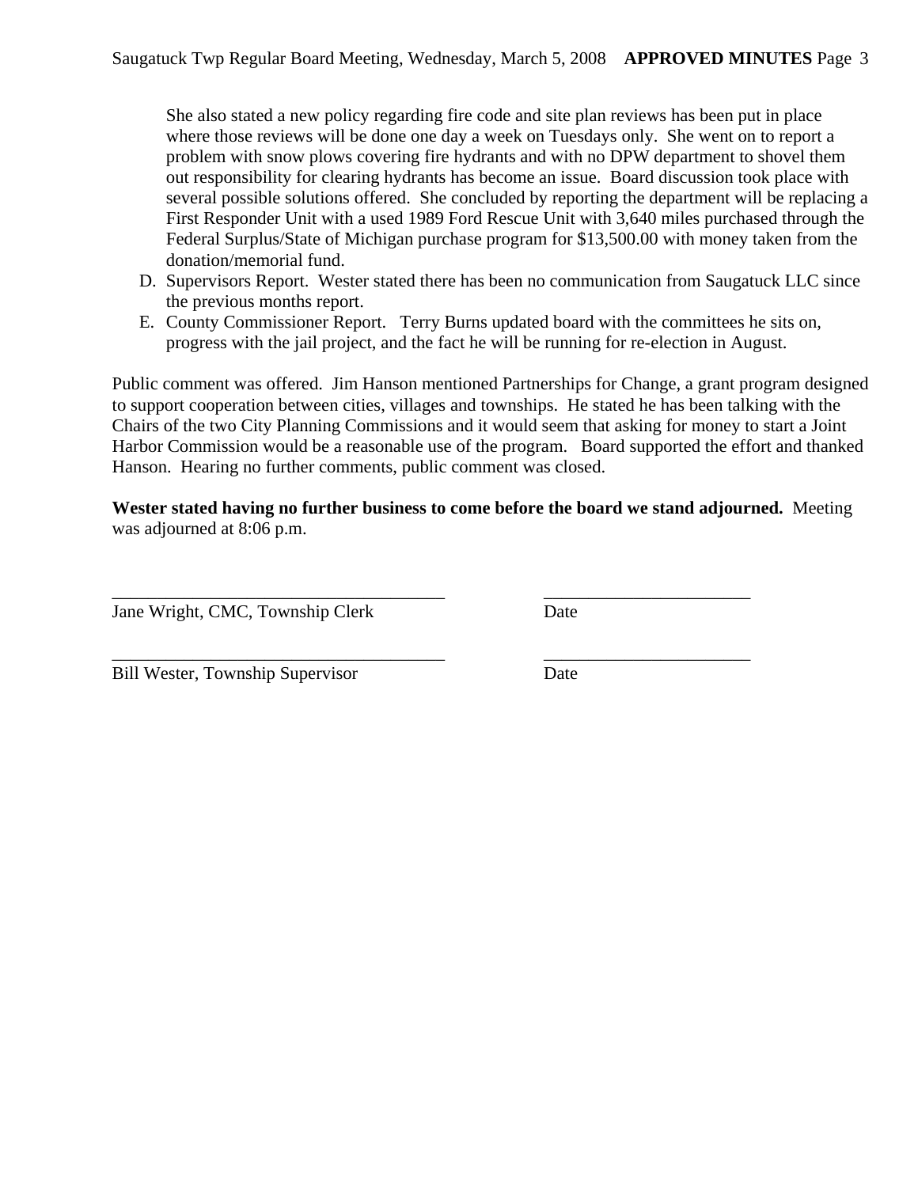She also stated a new policy regarding fire code and site plan reviews has been put in place where those reviews will be done one day a week on Tuesdays only. She went on to report a problem with snow plows covering fire hydrants and with no DPW department to shovel them out responsibility for clearing hydrants has become an issue. Board discussion took place with several possible solutions offered. She concluded by reporting the department will be replacing a First Responder Unit with a used 1989 Ford Rescue Unit with 3,640 miles purchased through the Federal Surplus/State of Michigan purchase program for $13,500.00 with money taken from the donation/memorial fund.

D. Supervisors Report. Wester stated there has been no communication from Saugatuck LLC since the previous months report.
E. County Commissioner Report. Terry Burns updated board with the committees he sits on, progress with the jail project, and the fact he will be running for re-election in August.

Public comment was offered. Jim Hanson mentioned Partnerships for Change, a grant program designed to support cooperation between cities, villages and townships. He stated he has been talking with the Chairs of the two City Planning Commissions and it would seem that asking for money to start a Joint Harbor Commission would be a reasonable use of the program. Board supported the effort and thanked Hanson. Hearing no further comments, public comment was closed.

**Wester stated having no further business to come before the board we stand adjourned.** Meeting was adjourned at 8:06 p.m.

_____________________________________ _______________________

Jane Wright, CMC, Township Clerk Date

_____________________________________ _______________________

Bill Wester, Township Supervisor Date